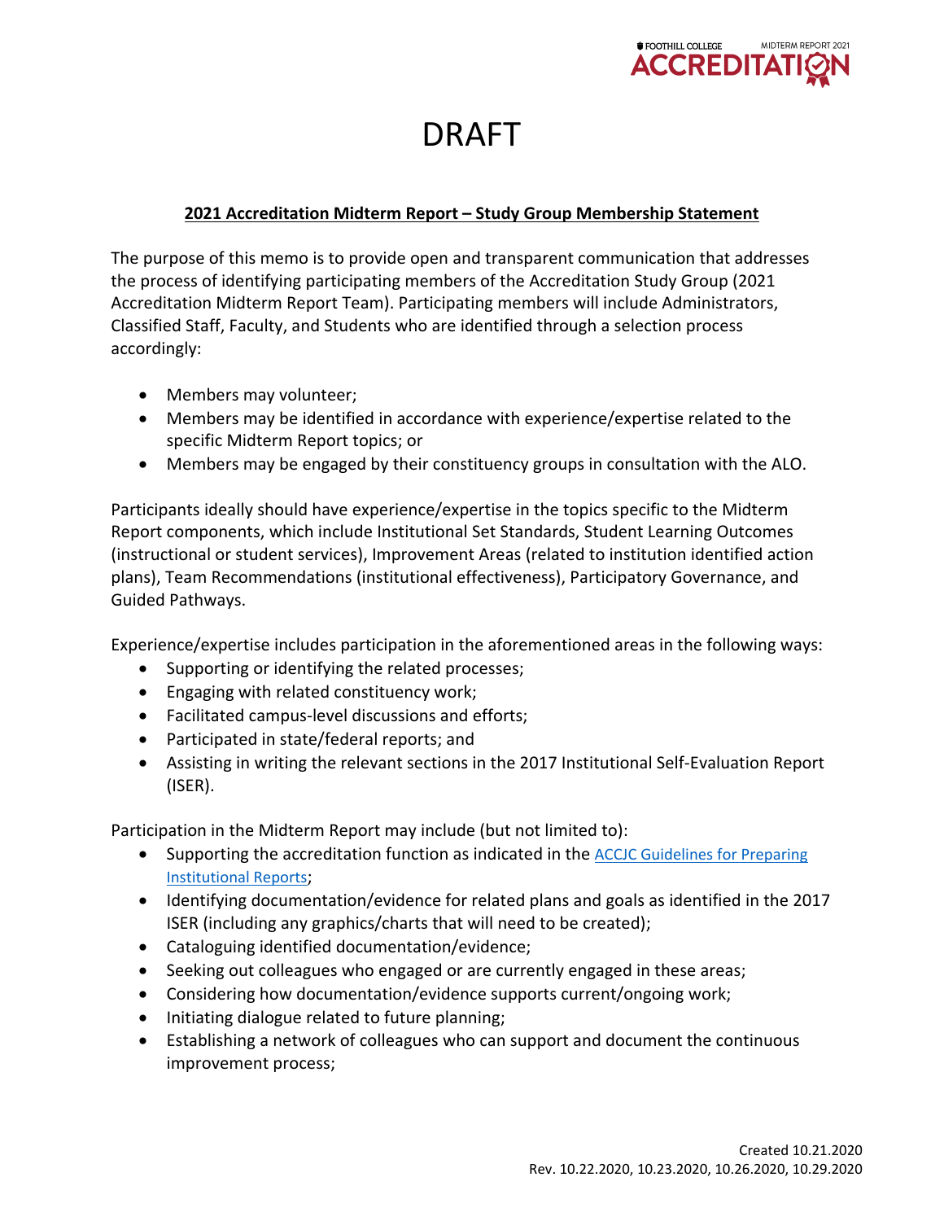# DRAFT

**2021 Accreditation Midterm Report – Study Group Membership Statement**

The purpose of this memo is to provide open and transparent communication that addresses the process of identifying participating members of the Accreditation Study Group (2021 Accreditation Midterm Report Team). Participating members will include Administrators, Classified Staff, Faculty, and Students who are identified through a selection process accordingly:

- Members may volunteer;
- Members may be identified in accordance with experience/expertise related to the specific Midterm Report topics; or
- Members may be engaged by their constituency groups in consultation with the ALO.

Participants ideally should have experience/expertise in the topics specific to the Midterm Report components, which include Institutional Set Standards, Student Learning Outcomes (instructional or student services), Improvement Areas (related to institution identified action plans), Team Recommendations (institutional effectiveness), Participatory Governance, and Guided Pathways.

Experience/expertise includes participation in the aforementioned areas in the following ways:

- Supporting or identifying the related processes;
- Engaging with related constituency work;
- Facilitated campus-level discussions and efforts;
- Participated in state/federal reports; and
- Assisting in writing the relevant sections in the 2017 Institutional Self-Evaluation Report (ISER).

Participation in the Midterm Report may include (but not limited to):

- Supporting the accreditation function as indicated in the ACCJC Guidelines for Preparing Institutional Reports;
- Identifying documentation/evidence for related plans and goals as identified in the 2017 ISER (including any graphics/charts that will need to be created);
- Cataloguing identified documentation/evidence;
- Seeking out colleagues who engaged or are currently engaged in these areas;
- Considering how documentation/evidence supports current/ongoing work;
- Initiating dialogue related to future planning;
- Establishing a network of colleagues who can support and document the continuous improvement process;

Created 10.21.2020
Rev. 10.22.2020, 10.23.2020, 10.26.2020, 10.29.2020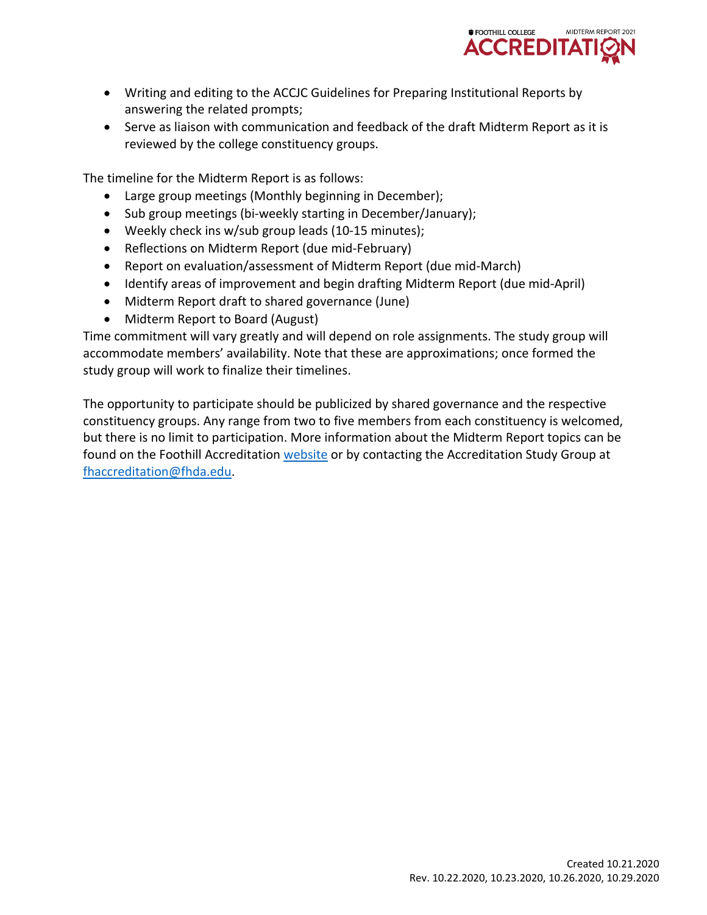- Writing and editing to the ACCJC Guidelines for Preparing Institutional Reports by answering the related prompts;
- Serve as liaison with communication and feedback of the draft Midterm Report as it is reviewed by the college constituency groups.

The timeline for the Midterm Report is as follows:

- Large group meetings (Monthly beginning in December);
- Sub group meetings (bi-weekly starting in December/January);
- Weekly check ins w/sub group leads (10-15 minutes);
- Reflections on Midterm Report (due mid-February)
- Report on evaluation/assessment of Midterm Report (due mid-March)
- Identify areas of improvement and begin drafting Midterm Report (due mid-April)
- Midterm Report draft to shared governance (June)
- Midterm Report to Board (August)

Time commitment will vary greatly and will depend on role assignments. The study group will accommodate members' availability. Note that these are approximations; once formed the study group will work to finalize their timelines.

The opportunity to participate should be publicized by shared governance and the respective constituency groups. Any range from two to five members from each constituency is welcomed, but there is no limit to participation. More information about the Midterm Report topics can be found on the Foothill Accreditation website or by contacting the Accreditation Study Group at fhaccreditation@fhda.edu.

Created 10.21.2020
Rev. 10.22.2020, 10.23.2020, 10.26.2020, 10.29.2020